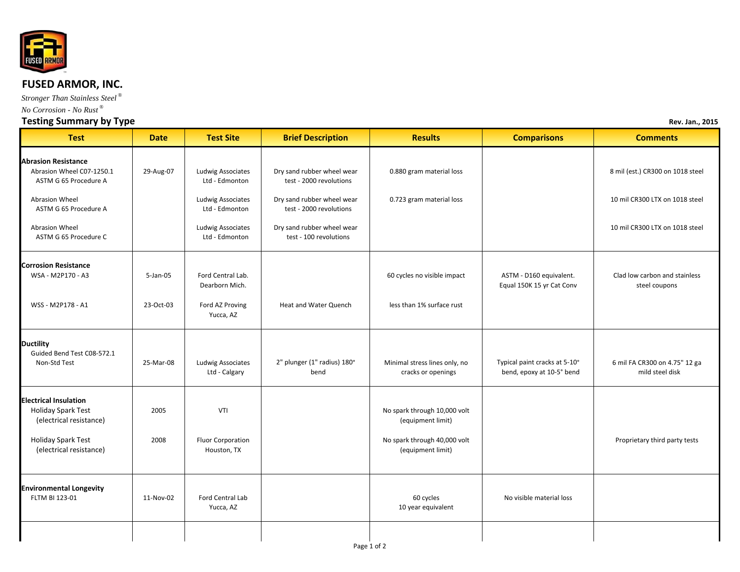## FUSED ARMOR, INC.

*Stronger Than Stainless Steel ®*

*No Corrosion - No Rust ®*

### Testing Summary by Type

**Rev. Jan., 2015**

| Test | Date | Test Site | Brief Description | Results | Comparisons | Comments |
|---|---|---|---|---|---|---|
| **Abrasion Resistance** | | | | | | |
| Abrasion Wheel C07-1250.1 ASTM G 65 Procedure A | 29-Aug-07 | Ludwig Associates Ltd - Edmonton | Dry sand rubber wheel wear test - 2000 revolutions | 0.880 gram material loss | | 8 mil (est.) CR300 on 1018 steel |
| Abrasion Wheel ASTM G 65 Procedure A | | Ludwig Associates Ltd - Edmonton | Dry sand rubber wheel wear test - 2000 revolutions | 0.723 gram material loss | | 10 mil CR300 LTX on 1018 steel |
| Abrasion Wheel ASTM G 65 Procedure C | | Ludwig Associates Ltd - Edmonton | Dry sand rubber wheel wear test - 100 revolutions | | | 10 mil CR300 LTX on 1018 steel |
| **Corrosion Resistance** | | | | | | |
| WSA - M2P170 - A3 | 5-Jan-05 | Ford Central Lab. Dearborn Mich. | | 60 cycles no visible impact | ASTM - D160 equivalent. Equal 150K 15 yr Cat Conv | Clad low carbon and stainless steel coupons |
| WSS - M2P178 - A1 | 23-Oct-03 | Ford AZ Proving Yucca, AZ | Heat and Water Quench | less than 1% surface rust | | |
| **Ductility** | | | | | | |
| Guided Bend Test C08-572.1 Non-Std Test | 25-Mar-08 | Ludwig Associates Ltd - Calgary | 2" plunger (1" radius) 180° bend | Minimal stress lines only, no cracks or openings | Typical paint cracks at 5-10° bend, epoxy at 10-5° bend | 6 mil FA CR300 on 4.75" 12 ga mild steel disk |
| **Electrical Insulation** | | | | | | |
| Holiday Spark Test (electrical resistance) | 2005 | VTI | | No spark through 10,000 volt (equipment limit) | | |
| Holiday Spark Test (electrical resistance) | 2008 | Fluor Corporation Houston, TX | | No spark through 40,000 volt (equipment limit) | | Proprietary third party tests |
| **Environmental Longevity** | | | | | | |
| FLTM BI 123-01 | 11-Nov-02 | Ford Central Lab Yucca, AZ | | 60 cycles 10 year equivalent | No visible material loss | |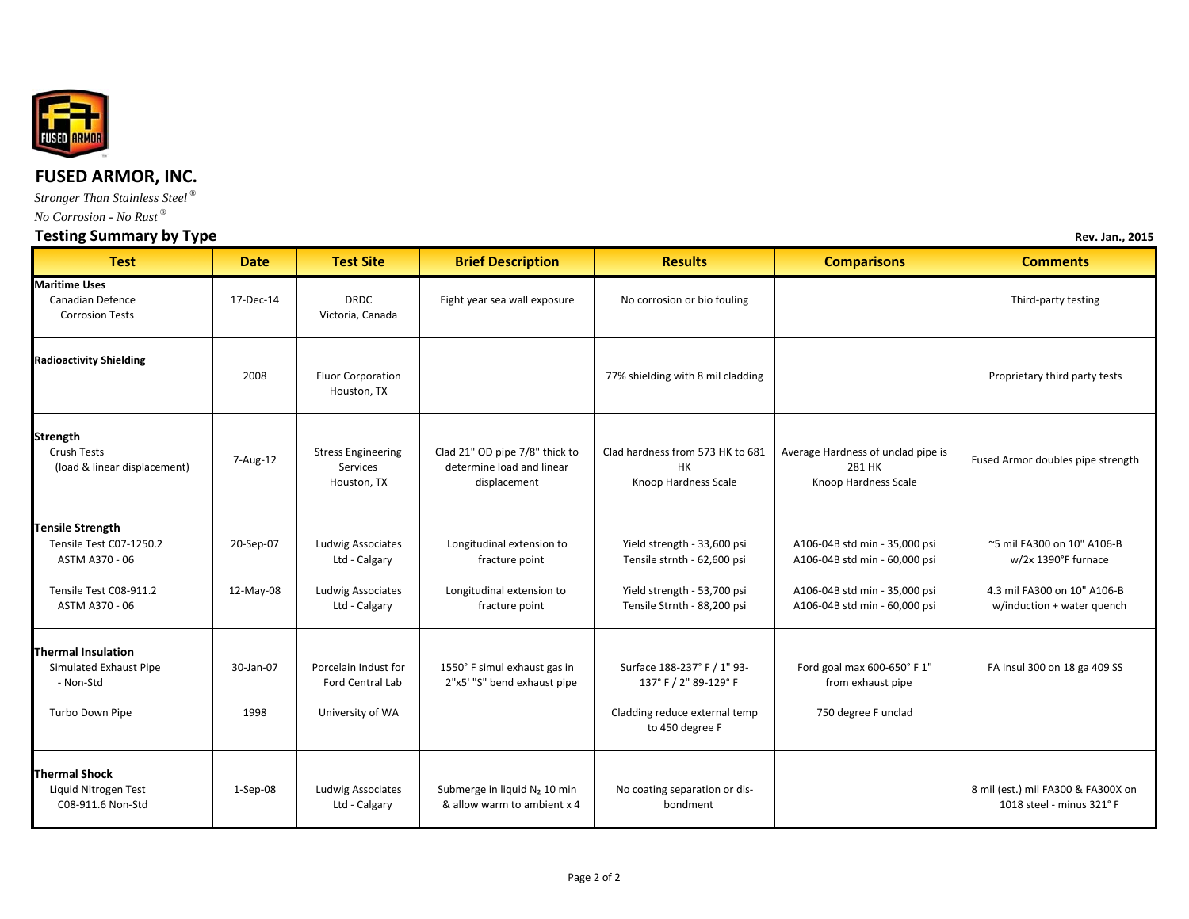# FUSED ARMOR, INC.

*Stronger Than Stainless Steel ®*

*No Corrosion - No Rust ®*

## Testing Summary by Type

**Rev. Jan., 2015**

| Test | Date | Test Site | Brief Description | Results | Comparisons | Comments |
|---|---|---|---|---|---|---|
| **Maritime Uses**<br>Canadian Defence Corrosion Tests | 17-Dec-14 | DRDC<br>Victoria, Canada | Eight year sea wall exposure | No corrosion or bio fouling | | Third-party testing |
| **Radioactivity Shielding** | 2008 | Fluor Corporation<br>Houston, TX | | 77% shielding with 8 mil cladding | | Proprietary third party tests |
| **Strength**<br>Crush Tests<br>(load & linear displacement) | 7-Aug-12 | Stress Engineering Services<br>Houston, TX | Clad 21" OD pipe 7/8" thick to determine load and linear displacement | Clad hardness from 573 HK to 681 HK<br>Knoop Hardness Scale | Average Hardness of unclad pipe is 281 HK<br>Knoop Hardness Scale | Fused Armor doubles pipe strength |
| **Tensile Strength**<br>Tensile Test C07-1250.2<br>ASTM A370 - 06 | 20-Sep-07 | Ludwig Associates Ltd - Calgary | Longitudinal extension to fracture point | Yield strength - 33,600 psi<br>Tensile strnth - 62,600 psi | A106-04B std min - 35,000 psi<br>A106-04B std min - 60,000 psi | ~5 mil FA300 on 10" A106-B w/2x 1390°F furnace |
| Tensile Test C08-911.2<br>ASTM A370 - 06 | 12-May-08 | Ludwig Associates Ltd - Calgary | Longitudinal extension to fracture point | Yield strength - 53,700 psi<br>Tensile Strnth - 88,200 psi | A106-04B std min - 35,000 psi<br>A106-04B std min - 60,000 psi | 4.3 mil FA300 on 10" A106-B w/induction + water quench |
| **Thermal Insulation**<br>Simulated Exhaust Pipe - Non-Std | 30-Jan-07 | Porcelain Indust for Ford Central Lab | 1550° F simul exhaust gas in 2"x5' "S" bend exhaust pipe | Surface 188-237° F / 1" 93-137° F / 2" 89-129° F | Ford goal max 600-650° F 1" from exhaust pipe | FA Insul 300 on 18 ga 409 SS |
| Turbo Down Pipe | 1998 | University of WA | | Cladding reduce external temp to 450 degree F | 750 degree F unclad | |
| **Thermal Shock**<br>Liquid Nitrogen Test<br>C08-911.6 Non-Std | 1-Sep-08 | Ludwig Associates Ltd - Calgary | Submerge in liquid $N_2$ 10 min & allow warm to ambient x 4 | No coating separation or dis-bondment | | 8 mil (est.) mil FA300 & FA300X on 1018 steel - minus 321° F |